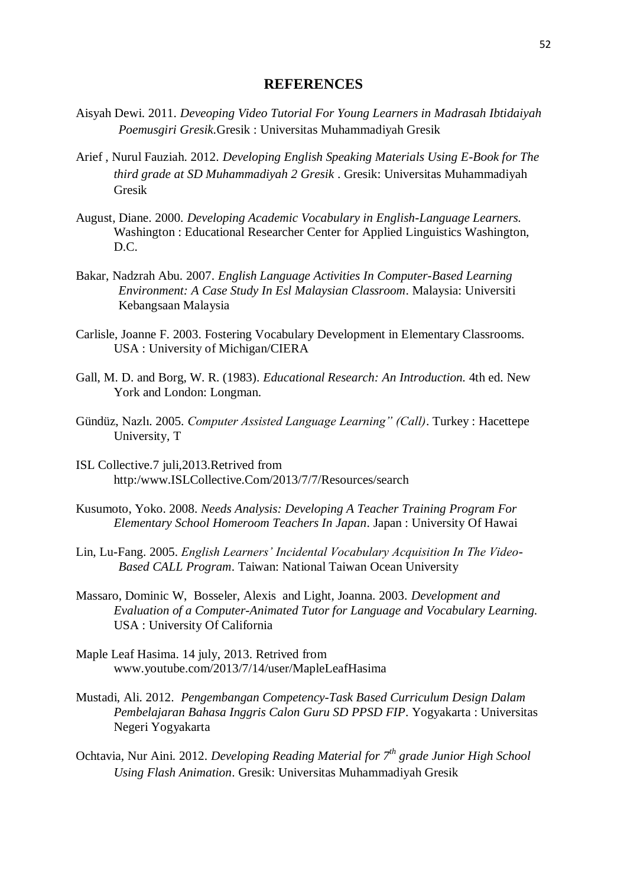# REFERENCES

Aisyah Dewi. 2011. *Deveoping Video Tutorial For Young Learners in Madrasah Ibtidaiyah Poemusgiri Gresik*.Gresik : Universitas Muhammadiyah Gresik

Arief , Nurul Fauziah. 2012. *Developing English Speaking Materials Using E-Book for The third grade at SD Muhammadiyah 2 Gresik* . Gresik: Universitas Muhammadiyah Gresik

August, Diane. 2000. *Developing Academic Vocabulary in English-Language Learners.* Washington : Educational Researcher Center for Applied Linguistics Washington, D.C.

Bakar, Nadzrah Abu. 2007. *English Language Activities In Computer-Based Learning Environment: A Case Study In Esl Malaysian Classroom*. Malaysia: Universiti Kebangsaan Malaysia

Carlisle, Joanne F. 2003. Fostering Vocabulary Development in Elementary Classrooms. USA : University of Michigan/CIERA

Gall, M. D. and Borg, W. R. (1983). *Educational Research: An Introduction.* 4th ed. New York and London: Longman.

Gündüz, Nazlı. 2005. *Computer Assisted Language Learning" (Call)*. Turkey : Hacettepe University, T

ISL Collective.7 juli,2013.Retrived from http:/www.ISLCollective.Com/2013/7/7/Resources/search

Kusumoto, Yoko. 2008. *Needs Analysis: Developing A Teacher Training Program For Elementary School Homeroom Teachers In Japan*. Japan : University Of Hawai

Lin, Lu-Fang. 2005. *English Learners' Incidental Vocabulary Acquisition In The Video-Based CALL Program*. Taiwan: National Taiwan Ocean University

Massaro, Dominic W, Bosseler, Alexis and Light, Joanna. 2003. *Development and Evaluation of a Computer-Animated Tutor for Language and Vocabulary Learning.* USA : University Of California

Maple Leaf Hasima. 14 july, 2013. Retrived from www.youtube.com/2013/7/14/user/MapleLeafHasima

Mustadi, Ali. 2012. *Pengembangan Competency-Task Based Curriculum Design Dalam Pembelajaran Bahasa Inggris Calon Guru SD PPSD FIP*. Yogyakarta : Universitas Negeri Yogyakarta

Ochtavia, Nur Aini. 2012. *Developing Reading Material for 7th grade Junior High School Using Flash Animation*. Gresik: Universitas Muhammadiyah Gresik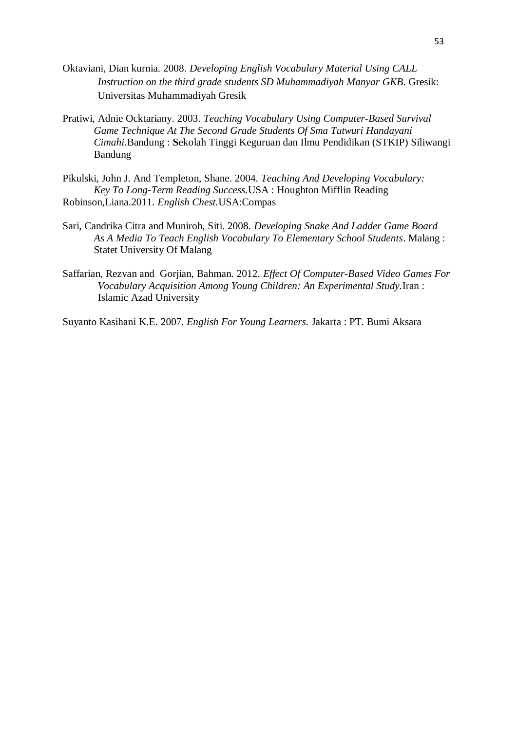Oktaviani, Dian kurnia. 2008. *Developing English Vocabulary Material Using CALL Instruction on the third grade students SD Muhammadiyah Manyar GKB*. Gresik: Universitas Muhammadiyah Gresik

Pratiwi, Adnie Ocktariany. 2003. *Teaching Vocabulary Using Computer-Based Survival Game Technique At The Second Grade Students Of Sma Tutwuri Handayani Cimahi.*Bandung : **S**ekolah Tinggi Keguruan dan Ilmu Pendidikan (STKIP) Siliwangi Bandung

Pikulski, John J. And Templeton, Shane. 2004. *Teaching And Developing Vocabulary: Key To Long-Term Reading Success.*USA : Houghton Mifflin Reading

Robinson,Liana.2011. *English Chest.*USA:Compas

Sari, Candrika Citra and Muniroh, Siti. 2008. *Developing Snake And Ladder Game Board As A Media To Teach English Vocabulary To Elementary School Students*. Malang : Statet University Of Malang

Saffarian, Rezvan and Gorjian, Bahman. 2012. *Effect Of Computer-Based Video Games For Vocabulary Acquisition Among Young Children: An Experimental Study.*Iran : Islamic Azad University

Suyanto Kasihani K.E. 2007. *English For Young Learners.* Jakarta : PT. Bumi Aksara